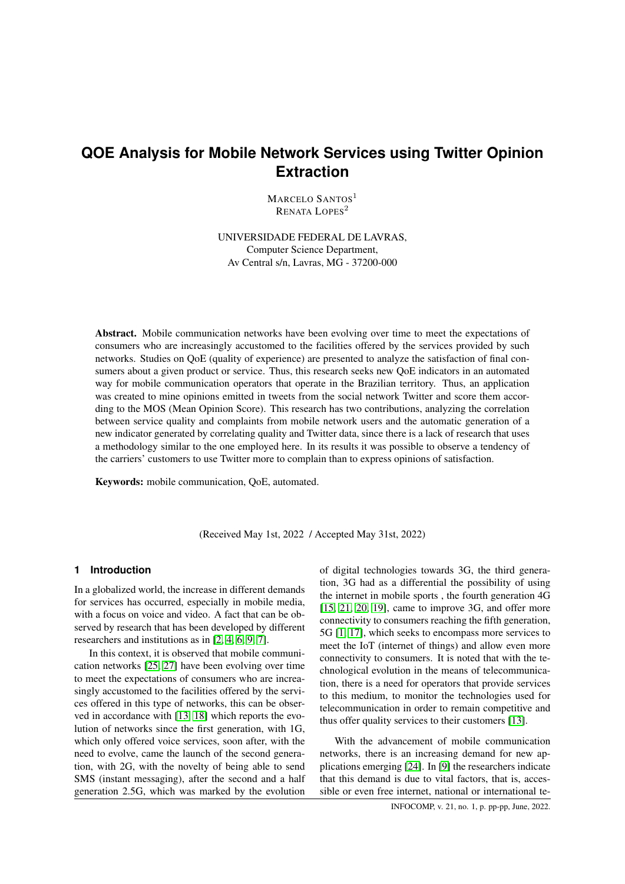# QOE Analysis for Mobile Network Services using Twitter Opinion Extraction

MARCELO SANTOS[1]
RENATA LOPES[2]

UNIVERSIDADE FEDERAL DE LAVRAS,
Computer Science Department,
Av Central s/n, Lavras, MG - 37200-000

**Abstract.** Mobile communication networks have been evolving over time to meet the expectations of consumers who are increasingly accustomed to the facilities offered by the services provided by such networks. Studies on QoE (quality of experience) are presented to analyze the satisfaction of final consumers about a given product or service. Thus, this research seeks new QoE indicators in an automated way for mobile communication operators that operate in the Brazilian territory. Thus, an application was created to mine opinions emitted in tweets from the social network Twitter and score them according to the MOS (Mean Opinion Score). This research has two contributions, analyzing the correlation between service quality and complaints from mobile network users and the automatic generation of a new indicator generated by correlating quality and Twitter data, since there is a lack of research that uses a methodology similar to the one employed here. In its results it was possible to observe a tendency of the carriers' customers to use Twitter more to complain than to express opinions of satisfaction.

**Keywords:** mobile communication, QoE, automated.

(Received May 1st, 2022 / Accepted May 31st, 2022)

## 1 Introduction

In a globalized world, the increase in different demands for services has occurred, especially in mobile media, with a focus on voice and video. A fact that can be observed by research that has been developed by different researchers and institutions as in [2, 4, 6, 9, 7].

In this context, it is observed that mobile communication networks [25, 27] have been evolving over time to meet the expectations of consumers who are increasingly accustomed to the facilities offered by the services offered in this type of networks, this can be observed in accordance with [13, 18] which reports the evolution of networks since the first generation, with 1G, which only offered voice services, soon after, with the need to evolve, came the launch of the second generation, with 2G, with the novelty of being able to send SMS (instant messaging), after the second and a half generation 2.5G, which was marked by the evolution of digital technologies towards 3G, the third generation, 3G had as a differential the possibility of using the internet in mobile sports , the fourth generation 4G [15, 21, 20, 19], came to improve 3G, and offer more connectivity to consumers reaching the fifth generation, 5G [1, 17], which seeks to encompass more services to meet the IoT (internet of things) and allow even more connectivity to consumers. It is noted that with the technological evolution in the means of telecommunication, there is a need for operators that provide services to this medium, to monitor the technologies used for telecommunication in order to remain competitive and thus offer quality services to their customers [13].

With the advancement of mobile communication networks, there is an increasing demand for new applications emerging [24]. In [9] the researchers indicate that this demand is due to vital factors, that is, accessible or even free internet, national or international te-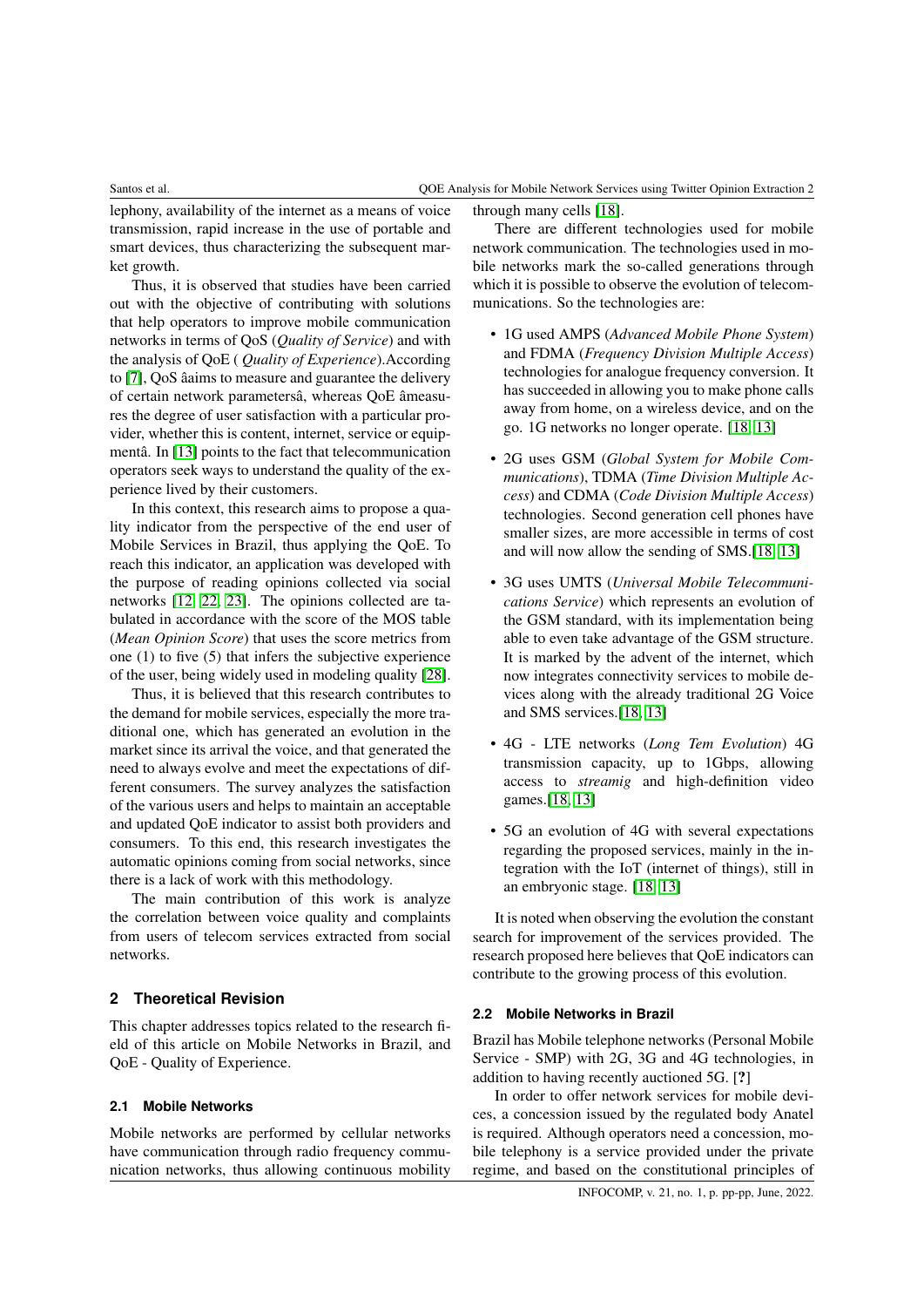lephony, availability of the internet as a means of voice transmission, rapid increase in the use of portable and smart devices, thus characterizing the subsequent market growth.

Thus, it is observed that studies have been carried out with the objective of contributing with solutions that help operators to improve mobile communication networks in terms of QoS (*Quality of Service*) and with the analysis of QoE ( *Quality of Experience*).According to [7], QoS âaims to measure and guarantee the delivery of certain network parametersâ, whereas QoE âmeasures the degree of user satisfaction with a particular provider, whether this is content, internet, service or equipmentâ. In [13] points to the fact that telecommunication operators seek ways to understand the quality of the experience lived by their customers.

In this context, this research aims to propose a quality indicator from the perspective of the end user of Mobile Services in Brazil, thus applying the QoE. To reach this indicator, an application was developed with the purpose of reading opinions collected via social networks [12, 22, 23]. The opinions collected are tabulated in accordance with the score of the MOS table (*Mean Opinion Score*) that uses the score metrics from one (1) to five (5) that infers the subjective experience of the user, being widely used in modeling quality [28].

Thus, it is believed that this research contributes to the demand for mobile services, especially the more traditional one, which has generated an evolution in the market since its arrival the voice, and that generated the need to always evolve and meet the expectations of different consumers. The survey analyzes the satisfaction of the various users and helps to maintain an acceptable and updated QoE indicator to assist both providers and consumers. To this end, this research investigates the automatic opinions coming from social networks, since there is a lack of work with this methodology.

The main contribution of this work is analyze the correlation between voice quality and complaints from users of telecom services extracted from social networks.

## 2 Theoretical Revision

This chapter addresses topics related to the research field of this article on Mobile Networks in Brazil, and QoE - Quality of Experience.

### 2.1 Mobile Networks

Mobile networks are performed by cellular networks have communication through radio frequency communication networks, thus allowing continuous mobility through many cells [18].

There are different technologies used for mobile network communication. The technologies used in mobile networks mark the so-called generations through which it is possible to observe the evolution of telecommunications. So the technologies are:

- 1G used AMPS (*Advanced Mobile Phone System*) and FDMA (*Frequency Division Multiple Access*) technologies for analogue frequency conversion. It has succeeded in allowing you to make phone calls away from home, on a wireless device, and on the go. 1G networks no longer operate. [18, 13]
- 2G uses GSM (*Global System for Mobile Communications*), TDMA (*Time Division Multiple Access*) and CDMA (*Code Division Multiple Access*) technologies. Second generation cell phones have smaller sizes, are more accessible in terms of cost and will now allow the sending of SMS.[18, 13]
- 3G uses UMTS (*Universal Mobile Telecommunications Service*) which represents an evolution of the GSM standard, with its implementation being able to even take advantage of the GSM structure. It is marked by the advent of the internet, which now integrates connectivity services to mobile devices along with the already traditional 2G Voice and SMS services.[18, 13]
- 4G - LTE networks (*Long Tem Evolution*) 4G transmission capacity, up to 1Gbps, allowing access to *streamig* and high-definition video games.[18, 13]
- 5G an evolution of 4G with several expectations regarding the proposed services, mainly in the integration with the IoT (internet of things), still in an embryonic stage. [18, 13]

It is noted when observing the evolution the constant search for improvement of the services provided. The research proposed here believes that QoE indicators can contribute to the growing process of this evolution.

### 2.2 Mobile Networks in Brazil

Brazil has Mobile telephone networks (Personal Mobile Service - SMP) with 2G, 3G and 4G technologies, in addition to having recently auctioned 5G. [**?**]

In order to offer network services for mobile devices, a concession issued by the regulated body Anatel is required. Although operators need a concession, mobile telephony is a service provided under the private regime, and based on the constitutional principles of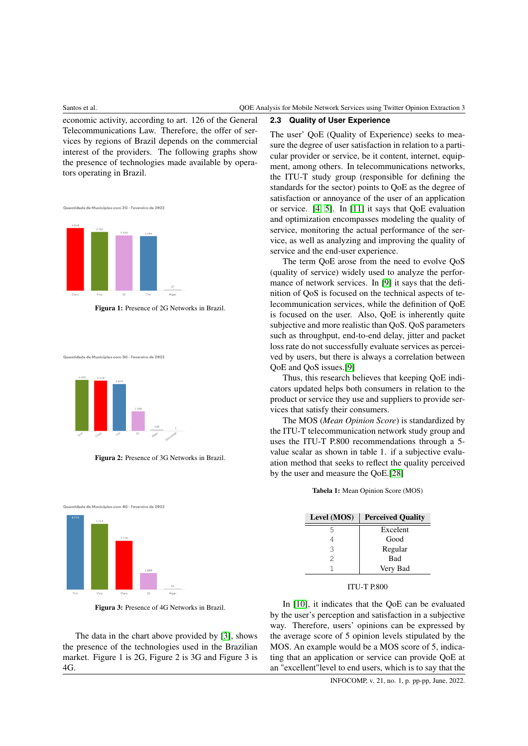economic activity, according to art. 126 of the General Telecommunications Law. Therefore, the offer of services by regions of Brazil depends on the commercial interest of the providers. The following graphs show the presence of technologies made available by operators operating in Brazil.

**Figura 1:** Presence of 2G Networks in Brazil.

**Figura 2:** Presence of 3G Networks in Brazil.

**Figura 3:** Presence of 4G Networks in Brazil.

The data in the chart above provided by [3], shows the presence of the technologies used in the Brazilian market. Figure 1 is 2G, Figure 2 is 3G and Figure 3 is 4G.

### 2.3 Quality of User Experience

The user' QoE (Quality of Experience) seeks to measure the degree of user satisfaction in relation to a particular provider or service, be it content, internet, equipment, among others. In telecommunications networks, the ITU-T study group (responsible for defining the standards for the sector) points to QoE as the degree of satisfaction or annoyance of the user of an application or service. [4] [5]. In [11] it says that QoE evaluation and optimization encompasses modeling the quality of service, monitoring the actual performance of the service, as well as analyzing and improving the quality of service and the end-user experience.

The term QoE arose from the need to evolve QoS (quality of service) widely used to analyze the performance of network services. In [9] it says that the definition of QoS is focused on the technical aspects of telecommunication services, while the definition of QoE is focused on the user. Also, QoE is inherently quite subjective and more realistic than QoS. QoS parameters such as throughput, end-to-end delay, jitter and packet loss rate do not successfully evaluate services as perceived by users, but there is always a correlation between QoE and QoS issues.[9]

Thus, this research believes that keeping QoE indicators updated helps both consumers in relation to the product or service they use and suppliers to provide services that satisfy their consumers.

The MOS (*Mean Opinion Score*) is standardized by the ITU-T telecommunication network study group and uses the ITU-T P.800 recommendations through a 5-value scalar as shown in table 1. if a subjective evaluation method that seeks to reflect the quality perceived by the user and measure the QoE.[28]

**Tabela 1:** Mean Opinion Score (MOS)

| Level (MOS) | Perceived Quality |
|---|---|
| 5 | Excelent |
| 4 | Good |
| 3 | Regular |
| 2 | Bad |
| 1 | Very Bad |

ITU-T P.800

In [10], it indicates that the QoE can be evaluated by the user's perception and satisfaction in a subjective way. Therefore, users' opinions can be expressed by the average score of 5 opinion levels stipulated by the MOS. An example would be a MOS score of 5, indicating that an application or service can provide QoE at an "excellent"level to end users, which is to say that the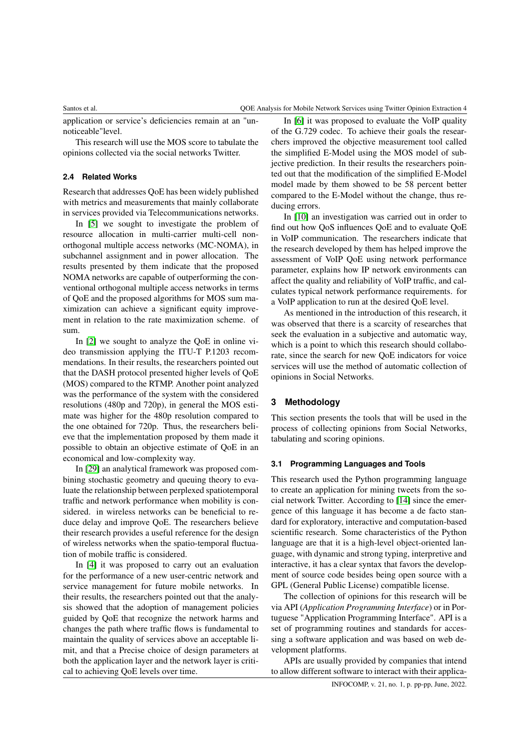application or service's deficiencies remain at an "unnoticeable"level.

This research will use the MOS score to tabulate the opinions collected via the social networks Twitter.

### 2.4 Related Works

Research that addresses QoE has been widely published with metrics and measurements that mainly collaborate in services provided via Telecommunications networks.

In [5] we sought to investigate the problem of resource allocation in multi-carrier multi-cell non-orthogonal multiple access networks (MC-NOMA), in subchannel assignment and in power allocation. The results presented by them indicate that the proposed NOMA networks are capable of outperforming the conventional orthogonal multiple access networks in terms of QoE and the proposed algorithms for MOS sum maximization can achieve a significant equity improvement in relation to the rate maximization scheme. of sum.

In [2] we sought to analyze the QoE in online video transmission applying the ITU-T P.1203 recommendations. In their results, the researchers pointed out that the DASH protocol presented higher levels of QoE (MOS) compared to the RTMP. Another point analyzed was the performance of the system with the considered resolutions (480p and 720p), in general the MOS estimate was higher for the 480p resolution compared to the one obtained for 720p. Thus, the researchers believe that the implementation proposed by them made it possible to obtain an objective estimate of QoE in an economical and low-complexity way.

In [29] an analytical framework was proposed combining stochastic geometry and queuing theory to evaluate the relationship between perplexed spatiotemporal traffic and network performance when mobility is considered. in wireless networks can be beneficial to reduce delay and improve QoE. The researchers believe their research provides a useful reference for the design of wireless networks when the spatio-temporal fluctuation of mobile traffic is considered.

In [4] it was proposed to carry out an evaluation for the performance of a new user-centric network and service management for future mobile networks. In their results, the researchers pointed out that the analysis showed that the adoption of management policies guided by QoE that recognize the network harms and changes the path where traffic flows is fundamental to maintain the quality of services above an acceptable limit, and that a Precise choice of design parameters at both the application layer and the network layer is critical to achieving QoE levels over time.

In [6] it was proposed to evaluate the VoIP quality of the G.729 codec. To achieve their goals the researchers improved the objective measurement tool called the simplified E-Model using the MOS model of subjective prediction. In their results the researchers pointed out that the modification of the simplified E-Model model made by them showed to be 58 percent better compared to the E-Model without the change, thus reducing errors.

In [10] an investigation was carried out in order to find out how QoS influences QoE and to evaluate QoE in VoIP communication. The researchers indicate that the research developed by them has helped improve the assessment of VoIP QoE using network performance parameter, explains how IP network environments can affect the quality and reliability of VoIP traffic, and calculates typical network performance requirements. for a VoIP application to run at the desired QoE level.

As mentioned in the introduction of this research, it was observed that there is a scarcity of researches that seek the evaluation in a subjective and automatic way, which is a point to which this research should collaborate, since the search for new QoE indicators for voice services will use the method of automatic collection of opinions in Social Networks.

## 3 Methodology

This section presents the tools that will be used in the process of collecting opinions from Social Networks, tabulating and scoring opinions.

### 3.1 Programming Languages and Tools

This research used the Python programming language to create an application for mining tweets from the social network Twitter. According to [14] since the emergence of this language it has become a de facto standard for exploratory, interactive and computation-based scientific research. Some characteristics of the Python language are that it is a high-level object-oriented language, with dynamic and strong typing, interpretive and interactive, it has a clear syntax that favors the development of source code besides being open source with a GPL (General Public License) compatible license.

The collection of opinions for this research will be via API (*Application Programming Interface*) or in Portuguese "Application Programming Interface". API is a set of programming routines and standards for accessing a software application and was based on web development platforms.

APIs are usually provided by companies that intend to allow different software to interact with their applica-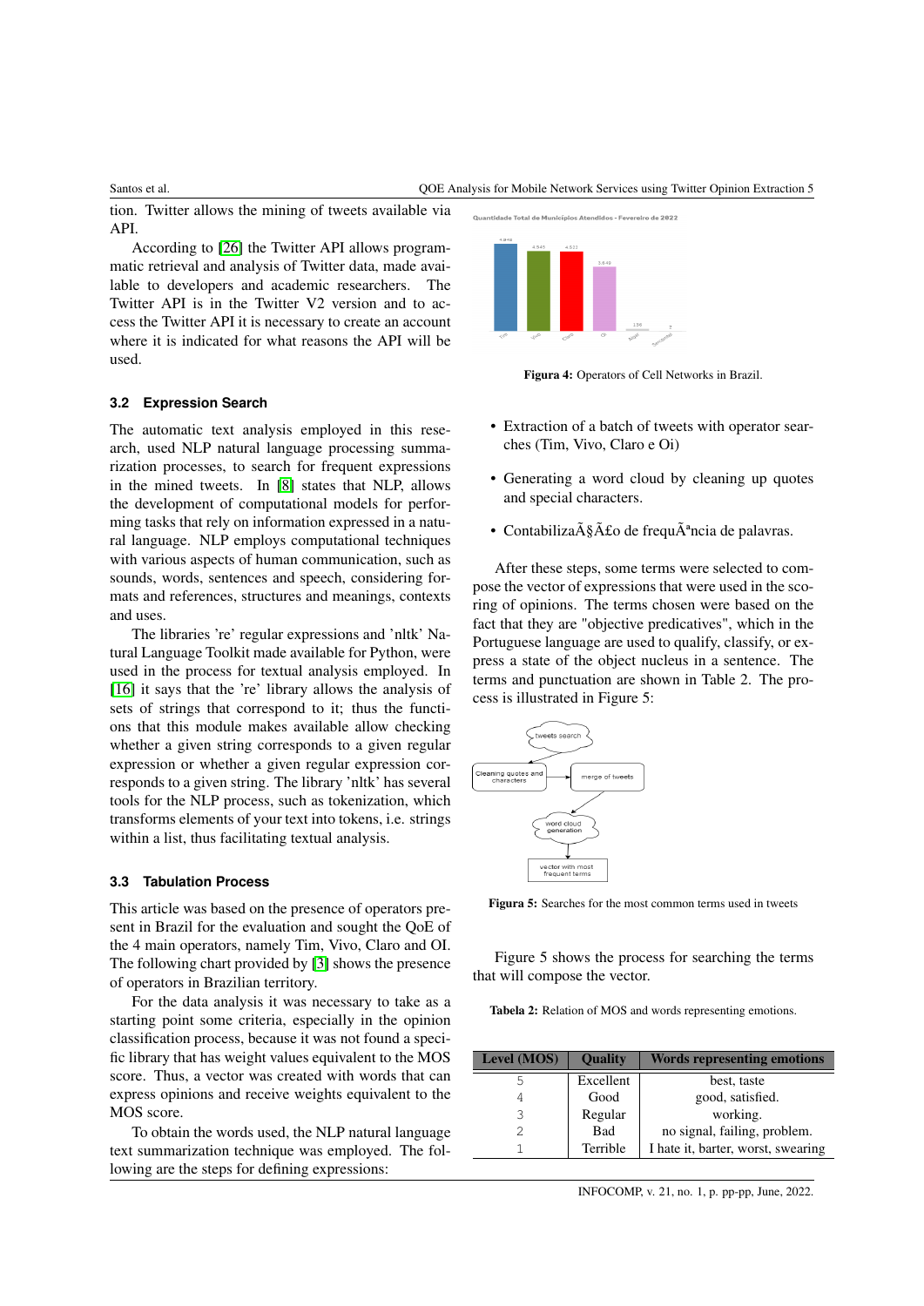tion. Twitter allows the mining of tweets available via API.

According to [26] the Twitter API allows programmatic retrieval and analysis of Twitter data, made available to developers and academic researchers. The Twitter API is in the Twitter V2 version and to access the Twitter API it is necessary to create an account where it is indicated for what reasons the API will be used.

### 3.2 Expression Search

The automatic text analysis employed in this research, used NLP natural language processing summarization processes, to search for frequent expressions in the mined tweets. In [8] states that NLP, allows the development of computational models for performing tasks that rely on information expressed in a natural language. NLP employs computational techniques with various aspects of human communication, such as sounds, words, sentences and speech, considering formats and references, structures and meanings, contexts and uses.

The libraries 're' regular expressions and 'nltk' Natural Language Toolkit made available for Python, were used in the process for textual analysis employed. In [16] it says that the 're' library allows the analysis of sets of strings that correspond to it; thus the functions that this module makes available allow checking whether a given string corresponds to a given regular expression or whether a given regular expression corresponds to a given string. The library 'nltk' has several tools for the NLP process, such as tokenization, which transforms elements of your text into tokens, i.e. strings within a list, thus facilitating textual analysis.

### 3.3 Tabulation Process

This article was based on the presence of operators present in Brazil for the evaluation and sought the QoE of the 4 main operators, namely Tim, Vivo, Claro and OI. The following chart provided by [3] shows the presence of operators in Brazilian territory.

For the data analysis it was necessary to take as a starting point some criteria, especially in the opinion classification process, because it was not found a specific library that has weight values equivalent to the MOS score. Thus, a vector was created with words that can express opinions and receive weights equivalent to the MOS score.

To obtain the words used, the NLP natural language text summarization technique was employed. The following are the steps for defining expressions:

**Figura 4:** Operators of Cell Networks in Brazil.

- Extraction of a batch of tweets with operator searches (Tim, Vivo, Claro e Oi)
- Generating a word cloud by cleaning up quotes and special characters.
- ContabilizaÃ§Ã£o de frequÃªncia de palavras.

After these steps, some terms were selected to compose the vector of expressions that were used in the scoring of opinions. The terms chosen were based on the fact that they are "objective predicatives", which in the Portuguese language are used to qualify, classify, or express a state of the object nucleus in a sentence. The terms and punctuation are shown in Table 2. The process is illustrated in Figure 5:

**Figura 5:** Searches for the most common terms used in tweets

Figure 5 shows the process for searching the terms that will compose the vector.

**Tabela 2:** Relation of MOS and words representing emotions.

| Level (MOS) | Quality | Words representing emotions |
|---|---|---|
| 5 | Excellent | best, taste |
| 4 | Good | good, satisfied. |
| 3 | Regular | working. |
| 2 | Bad | no signal, failing, problem. |
| 1 | Terrible | I hate it, barter, worst, swearing |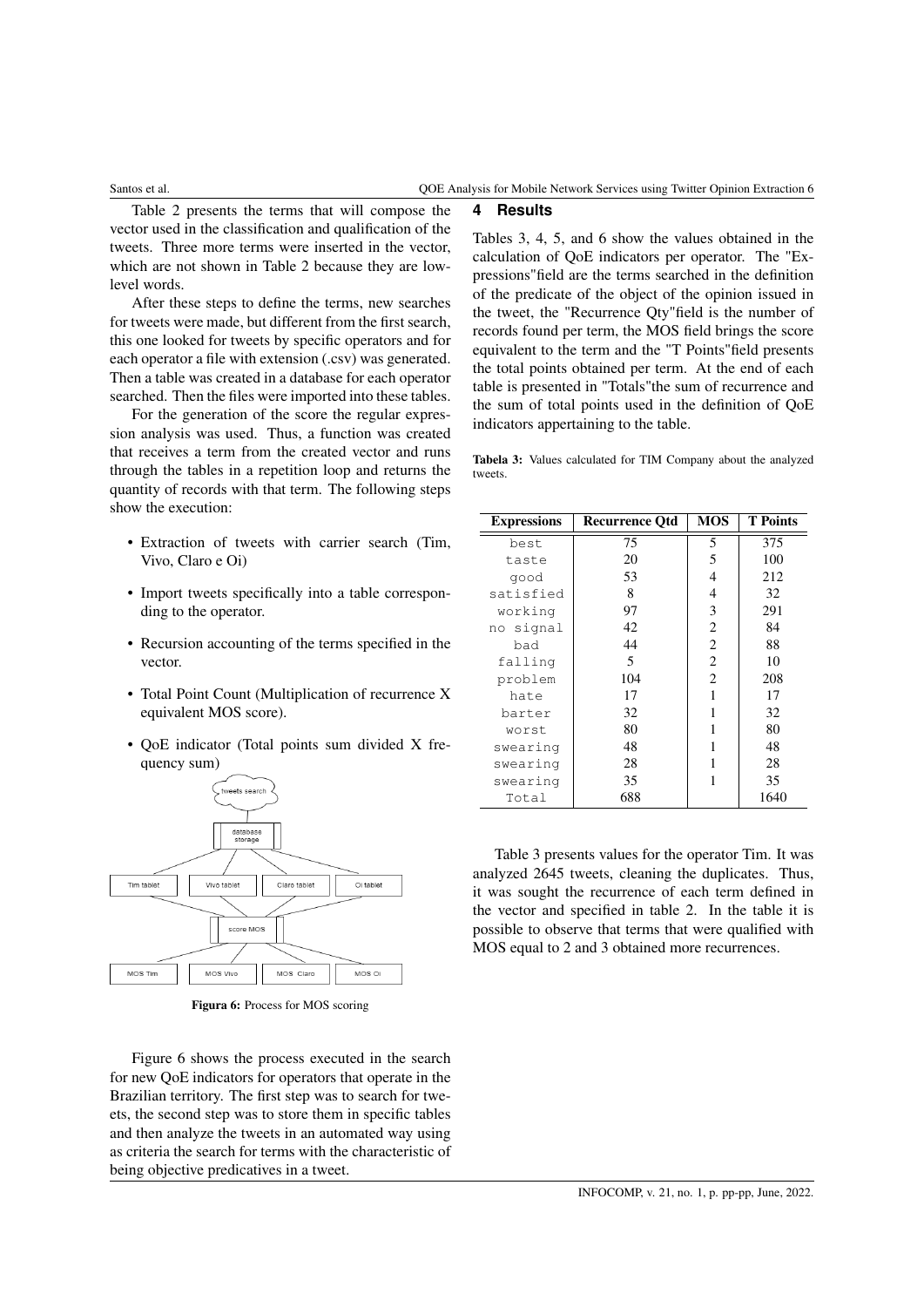Table 2 presents the terms that will compose the vector used in the classification and qualification of the tweets. Three more terms were inserted in the vector, which are not shown in Table 2 because they are low-level words.

After these steps to define the terms, new searches for tweets were made, but different from the first search, this one looked for tweets by specific operators and for each operator a file with extension (.csv) was generated. Then a table was created in a database for each operator searched. Then the files were imported into these tables.

For the generation of the score the regular expression analysis was used. Thus, a function was created that receives a term from the created vector and runs through the tables in a repetition loop and returns the quantity of records with that term. The following steps show the execution:

- Extraction of tweets with carrier search (Tim, Vivo, Claro e Oi)
- Import tweets specifically into a table corresponding to the operator.
- Recursion accounting of the terms specified in the vector.
- Total Point Count (Multiplication of recurrence X equivalent MOS score).
- QoE indicator (Total points sum divided X frequency sum)

**Figura 6:** Process for MOS scoring

Figure 6 shows the process executed in the search for new QoE indicators for operators that operate in the Brazilian territory. The first step was to search for tweets, the second step was to store them in specific tables and then analyze the tweets in an automated way using as criteria the search for terms with the characteristic of being objective predicatives in a tweet.

## 4 Results

Tables 3, 4, 5, and 6 show the values obtained in the calculation of QoE indicators per operator. The "Expressions"field are the terms searched in the definition of the predicate of the object of the opinion issued in the tweet, the "Recurrence Qty"field is the number of records found per term, the MOS field brings the score equivalent to the term and the "T Points"field presents the total points obtained per term. At the end of each table is presented in "Totals"the sum of recurrence and the sum of total points used in the definition of QoE indicators appertaining to the table.

**Tabela 3:** Values calculated for TIM Company about the analyzed tweets.

| Expressions | Recurrence Qtd | MOS | T Points |
|---|---|---|---|
| best | 75 | 5 | 375 |
| taste | 20 | 5 | 100 |
| good | 53 | 4 | 212 |
| satisfied | 8 | 4 | 32 |
| working | 97 | 3 | 291 |
| no signal | 42 | 2 | 84 |
| bad | 44 | 2 | 88 |
| falling | 5 | 2 | 10 |
| problem | 104 | 2 | 208 |
| hate | 17 | 1 | 17 |
| barter | 32 | 1 | 32 |
| worst | 80 | 1 | 80 |
| swearing | 48 | 1 | 48 |
| swearing | 28 | 1 | 28 |
| swearing | 35 | 1 | 35 |
| Total | 688 | | 1640 |

Table 3 presents values for the operator Tim. It was analyzed 2645 tweets, cleaning the duplicates. Thus, it was sought the recurrence of each term defined in the vector and specified in table 2. In the table it is possible to observe that terms that were qualified with MOS equal to 2 and 3 obtained more recurrences.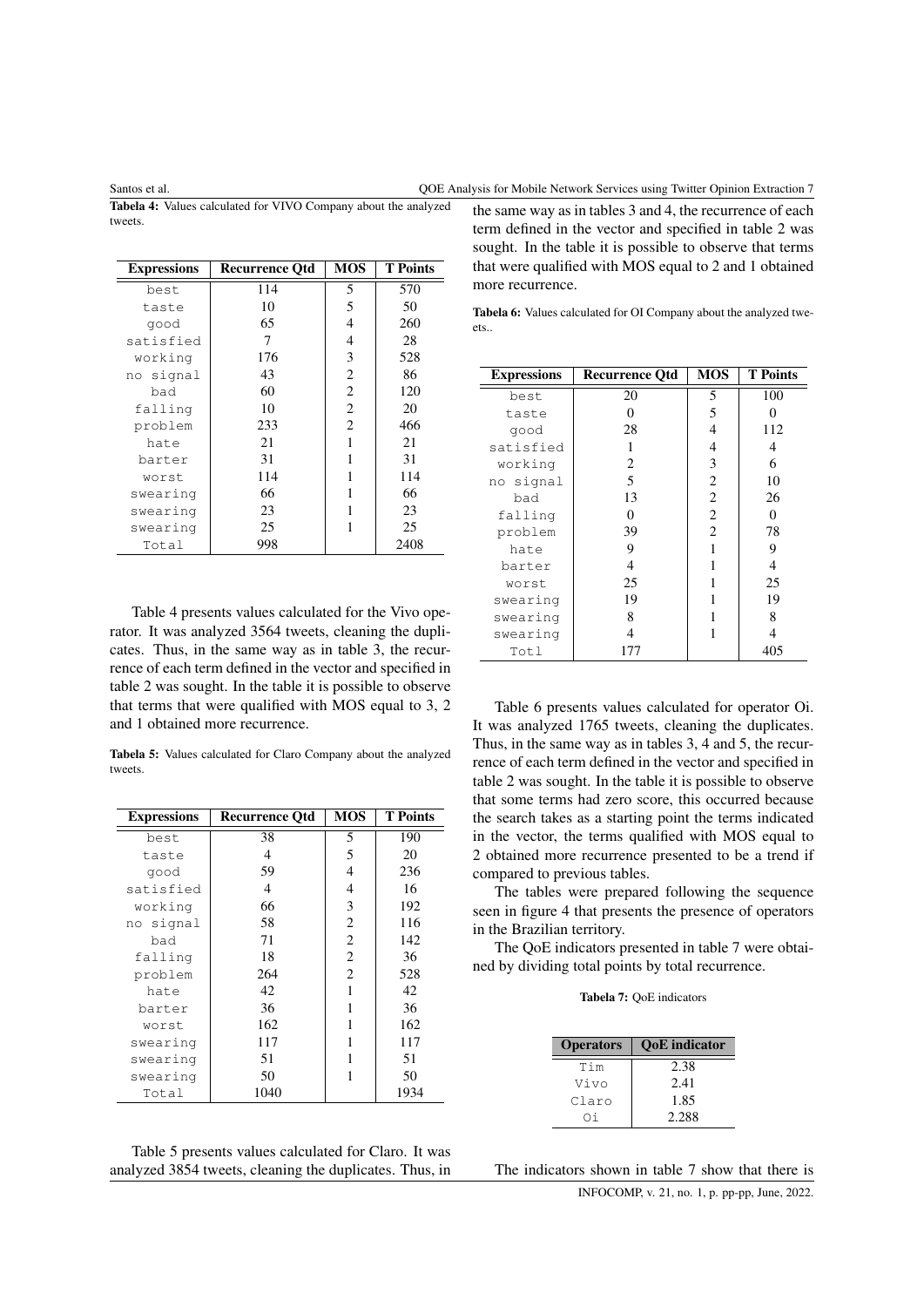**Tabela 4:** Values calculated for VIVO Company about the analyzed tweets.

| Expressions | Recurrence Qtd | MOS | T Points |
|---|---|---|---|
| best | 114 | 5 | 570 |
| taste | 10 | 5 | 50 |
| good | 65 | 4 | 260 |
| satisfied | 7 | 4 | 28 |
| working | 176 | 3 | 528 |
| no signal | 43 | 2 | 86 |
| bad | 60 | 2 | 120 |
| falling | 10 | 2 | 20 |
| problem | 233 | 2 | 466 |
| hate | 21 | 1 | 21 |
| barter | 31 | 1 | 31 |
| worst | 114 | 1 | 114 |
| swearing | 66 | 1 | 66 |
| swearing | 23 | 1 | 23 |
| swearing | 25 | 1 | 25 |
| Total | 998 | | 2408 |

Table 4 presents values calculated for the Vivo operator. It was analyzed 3564 tweets, cleaning the duplicates. Thus, in the same way as in table 3, the recurrence of each term defined in the vector and specified in table 2 was sought. In the table it is possible to observe that terms that were qualified with MOS equal to 3, 2 and 1 obtained more recurrence.

**Tabela 5:** Values calculated for Claro Company about the analyzed tweets.

| Expressions | Recurrence Qtd | MOS | T Points |
|---|---|---|---|
| best | 38 | 5 | 190 |
| taste | 4 | 5 | 20 |
| good | 59 | 4 | 236 |
| satisfied | 4 | 4 | 16 |
| working | 66 | 3 | 192 |
| no signal | 58 | 2 | 116 |
| bad | 71 | 2 | 142 |
| falling | 18 | 2 | 36 |
| problem | 264 | 2 | 528 |
| hate | 42 | 1 | 42 |
| barter | 36 | 1 | 36 |
| worst | 162 | 1 | 162 |
| swearing | 117 | 1 | 117 |
| swearing | 51 | 1 | 51 |
| swearing | 50 | 1 | 50 |
| Total | 1040 | | 1934 |

Table 5 presents values calculated for Claro. It was analyzed 3854 tweets, cleaning the duplicates. Thus, in the same way as in tables 3 and 4, the recurrence of each term defined in the vector and specified in table 2 was sought. In the table it is possible to observe that terms that were qualified with MOS equal to 2 and 1 obtained more recurrence.

**Tabela 6:** Values calculated for OI Company about the analyzed tweets..

| Expressions | Recurrence Qtd | MOS | T Points |
|---|---|---|---|
| best | 20 | 5 | 100 |
| taste | 0 | 5 | 0 |
| good | 28 | 4 | 112 |
| satisfied | 1 | 4 | 4 |
| working | 2 | 3 | 6 |
| no signal | 5 | 2 | 10 |
| bad | 13 | 2 | 26 |
| falling | 0 | 2 | 0 |
| problem | 39 | 2 | 78 |
| hate | 9 | 1 | 9 |
| barter | 4 | 1 | 4 |
| worst | 25 | 1 | 25 |
| swearing | 19 | 1 | 19 |
| swearing | 8 | 1 | 8 |
| swearing | 4 | 1 | 4 |
| Totl | 177 | | 405 |

Table 6 presents values calculated for operator Oi. It was analyzed 1765 tweets, cleaning the duplicates. Thus, in the same way as in tables 3, 4 and 5, the recurrence of each term defined in the vector and specified in table 2 was sought. In the table it is possible to observe that some terms had zero score, this occurred because the search takes as a starting point the terms indicated in the vector, the terms qualified with MOS equal to 2 obtained more recurrence presented to be a trend if compared to previous tables.

The tables were prepared following the sequence seen in figure 4 that presents the presence of operators in the Brazilian territory.

The QoE indicators presented in table 7 were obtained by dividing total points by total recurrence.

**Tabela 7:** QoE indicators

| Operators | QoE indicator |
|---|---|
| Tim | 2.38 |
| Vivo | 2.41 |
| Claro | 1.85 |
| Oi | 2.288 |

The indicators shown in table 7 show that there is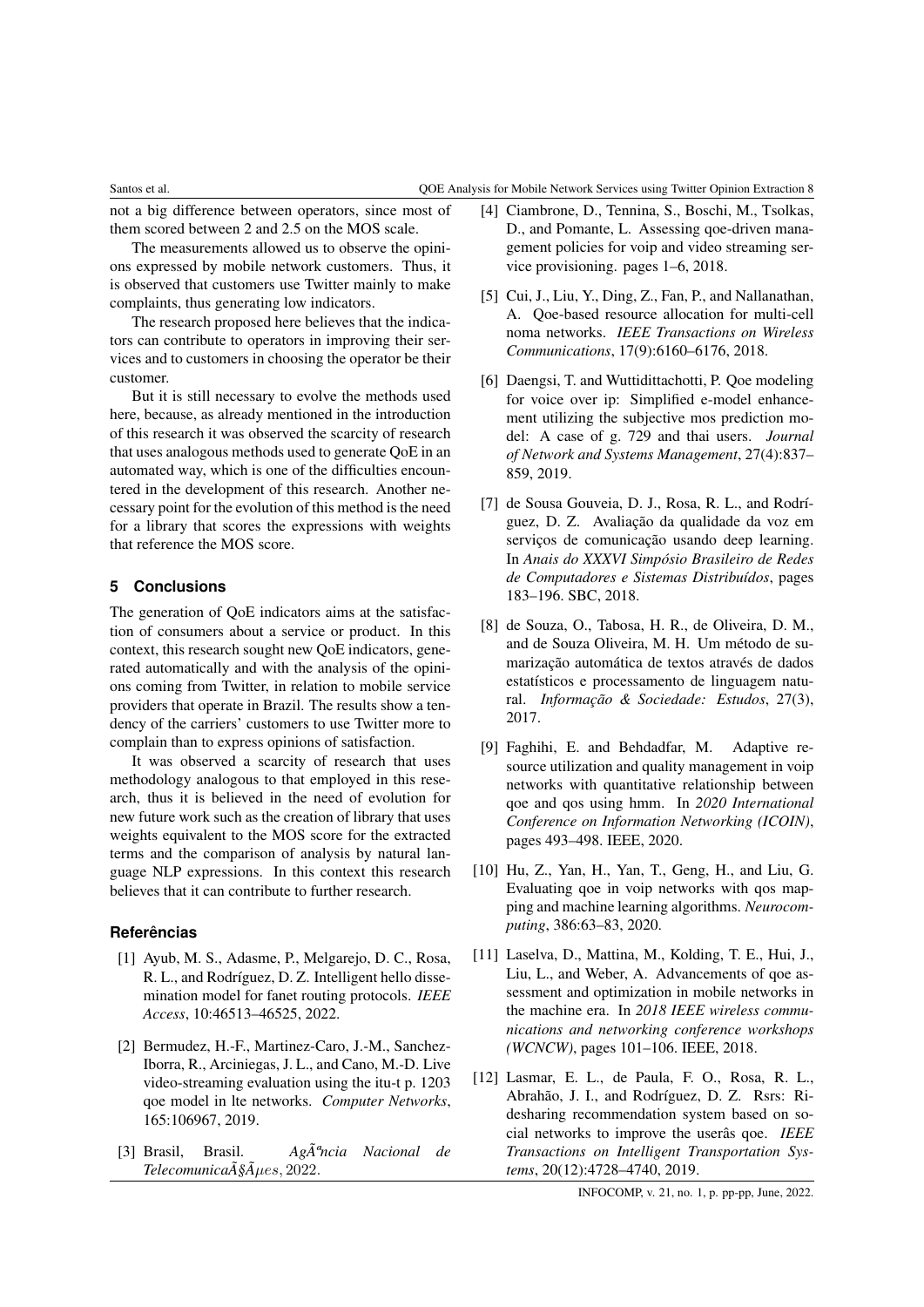not a big difference between operators, since most of them scored between 2 and 2.5 on the MOS scale.

The measurements allowed us to observe the opinions expressed by mobile network customers. Thus, it is observed that customers use Twitter mainly to make complaints, thus generating low indicators.

The research proposed here believes that the indicators can contribute to operators in improving their services and to customers in choosing the operator be their customer.

But it is still necessary to evolve the methods used here, because, as already mentioned in the introduction of this research it was observed the scarcity of research that uses analogous methods used to generate QoE in an automated way, which is one of the difficulties encountered in the development of this research. Another necessary point for the evolution of this method is the need for a library that scores the expressions with weights that reference the MOS score.

## 5 Conclusions

The generation of QoE indicators aims at the satisfaction of consumers about a service or product. In this context, this research sought new QoE indicators, generated automatically and with the analysis of the opinions coming from Twitter, in relation to mobile service providers that operate in Brazil. The results show a tendency of the carriers' customers to use Twitter more to complain than to express opinions of satisfaction.

It was observed a scarcity of research that uses methodology analogous to that employed in this research, thus it is believed in the need of evolution for new future work such as the creation of library that uses weights equivalent to the MOS score for the extracted terms and the comparison of analysis by natural language NLP expressions. In this context this research believes that it can contribute to further research.

## Referências

[1] Ayub, M. S., Adasme, P., Melgarejo, D. C., Rosa, R. L., and Rodríguez, D. Z. Intelligent hello dissemination model for fanet routing protocols. *IEEE Access*, 10:46513–46525, 2022.

[2] Bermudez, H.-F., Martinez-Caro, J.-M., Sanchez-Iborra, R., Arciniegas, J. L., and Cano, M.-D. Live video-streaming evaluation using the itu-t p. 1203 qoe model in lte networks. *Computer Networks*, 165:106967, 2019.

[3] Brasil, Brasil. *AgÃªncia Nacional de TelecomunicaÃ§Ãµes*, 2022.

[4] Ciambrone, D., Tennina, S., Boschi, M., Tsolkas, D., and Pomante, L. Assessing qoe-driven management policies for voip and video streaming service provisioning. pages 1–6, 2018.

[5] Cui, J., Liu, Y., Ding, Z., Fan, P., and Nallanathan, A. Qoe-based resource allocation for multi-cell noma networks. *IEEE Transactions on Wireless Communications*, 17(9):6160–6176, 2018.

[6] Daengsi, T. and Wuttidittachotti, P. Qoe modeling for voice over ip: Simplified e-model enhancement utilizing the subjective mos prediction model: A case of g. 729 and thai users. *Journal of Network and Systems Management*, 27(4):837–859, 2019.

[7] de Sousa Gouveia, D. J., Rosa, R. L., and Rodríguez, D. Z. Avaliação da qualidade da voz em serviços de comunicação usando deep learning. In *Anais do XXXVI Simpósio Brasileiro de Redes de Computadores e Sistemas Distribuídos*, pages 183–196. SBC, 2018.

[8] de Souza, O., Tabosa, H. R., de Oliveira, D. M., and de Souza Oliveira, M. H. Um método de sumarização automática de textos através de dados estatísticos e processamento de linguagem natural. *Informação & Sociedade: Estudos*, 27(3), 2017.

[9] Faghihi, E. and Behdadfar, M. Adaptive resource utilization and quality management in voip networks with quantitative relationship between qoe and qos using hmm. In *2020 International Conference on Information Networking (ICOIN)*, pages 493–498. IEEE, 2020.

[10] Hu, Z., Yan, H., Yan, T., Geng, H., and Liu, G. Evaluating qoe in voip networks with qos mapping and machine learning algorithms. *Neurocomputing*, 386:63–83, 2020.

[11] Laselva, D., Mattina, M., Kolding, T. E., Hui, J., Liu, L., and Weber, A. Advancements of qoe assessment and optimization in mobile networks in the machine era. In *2018 IEEE wireless communications and networking conference workshops (WCNCW)*, pages 101–106. IEEE, 2018.

[12] Lasmar, E. L., de Paula, F. O., Rosa, R. L., Abrahão, J. I., and Rodríguez, D. Z. Rsrs: Ridesharing recommendation system based on social networks to improve the userâs qoe. *IEEE Transactions on Intelligent Transportation Systems*, 20(12):4728–4740, 2019.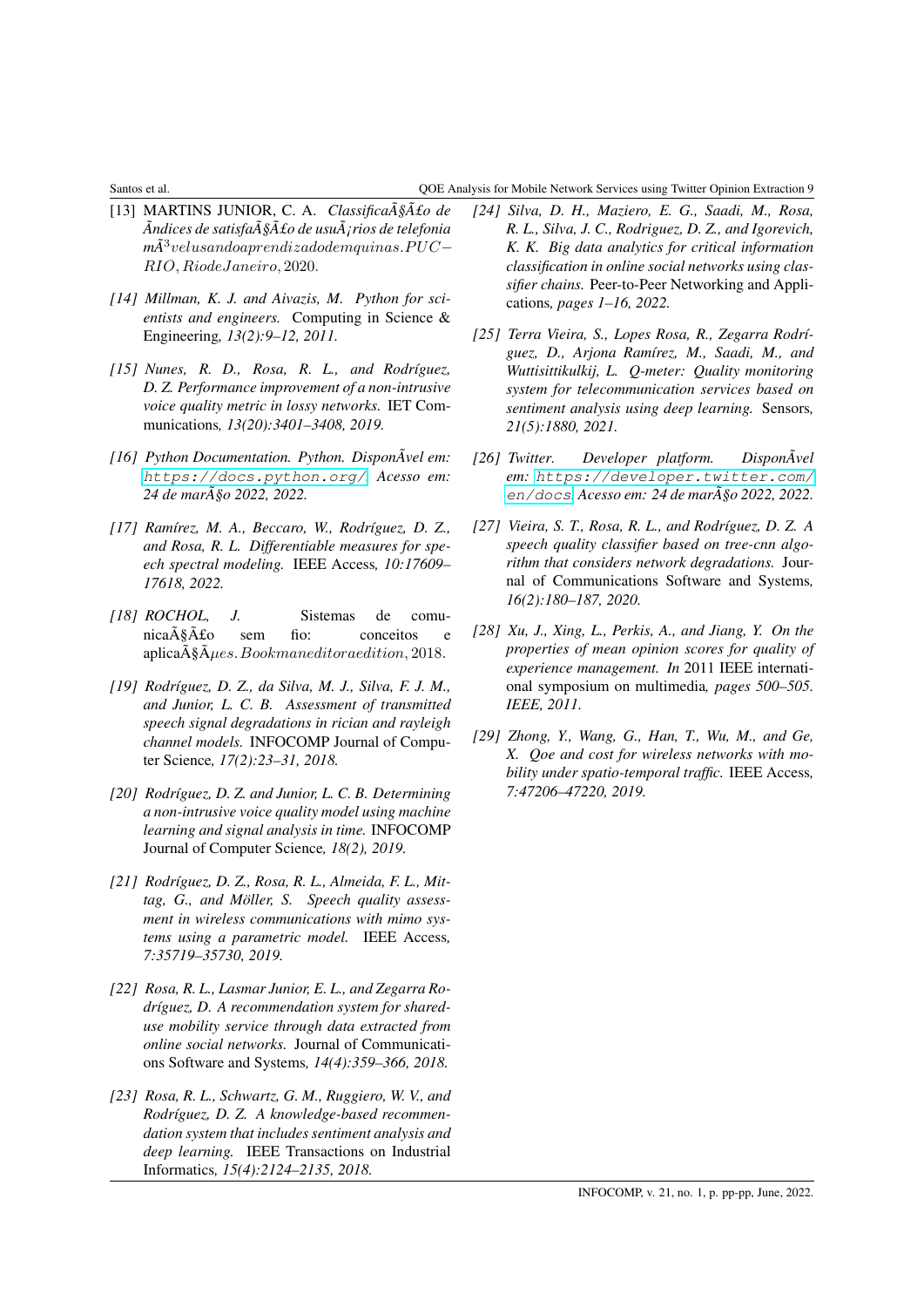[13] MARTINS JUNIOR, C. A. *ClassificaÃ§Ã£o de Ãndices de satisfaÃ§Ã£o de usuÃ¡rios de telefonia mÃ³velusandoaprendizadodemquinas.PUC−RIO, RiodeJaneiro*, 2020.

*[14] Millman, K. J. and Aivazis, M. Python for scientists and engineers.* Computing in Science & Engineering*, 13(2):9–12, 2011.*

*[15] Nunes, R. D., Rosa, R. L., and Rodríguez, D. Z. Performance improvement of a non-intrusive voice quality metric in lossy networks.* IET Communications*, 13(20):3401–3408, 2019.*

*[16] Python Documentation. Python. DisponÃvel em: https://docs.python.org/ Acesso em: 24 de marÃ§o 2022, 2022.*

*[17] Ramírez, M. A., Beccaro, W., Rodríguez, D. Z., and Rosa, R. L. Differentiable measures for speech spectral modeling.* IEEE Access*, 10:17609–17618, 2022.*

*[18] ROCHOL, J.* Sistemas de comunicaÃ§Ã£o sem fio: conceitos e aplicaÃ§Ãµes. *Bookmaneditoraedition*, 2018.

*[19] Rodríguez, D. Z., da Silva, M. J., Silva, F. J. M., and Junior, L. C. B. Assessment of transmitted speech signal degradations in rician and rayleigh channel models.* INFOCOMP Journal of Computer Science*, 17(2):23–31, 2018.*

*[20] Rodríguez, D. Z. and Junior, L. C. B. Determining a non-intrusive voice quality model using machine learning and signal analysis in time.* INFOCOMP Journal of Computer Science*, 18(2), 2019.*

*[21] Rodríguez, D. Z., Rosa, R. L., Almeida, F. L., Mittag, G., and Möller, S. Speech quality assessment in wireless communications with mimo systems using a parametric model.* IEEE Access*, 7:35719–35730, 2019.*

*[22] Rosa, R. L., Lasmar Junior, E. L., and Zegarra Rodríguez, D. A recommendation system for shared-use mobility service through data extracted from online social networks.* Journal of Communications Software and Systems*, 14(4):359–366, 2018.*

*[23] Rosa, R. L., Schwartz, G. M., Ruggiero, W. V., and Rodríguez, D. Z. A knowledge-based recommendation system that includes sentiment analysis and deep learning.* IEEE Transactions on Industrial Informatics*, 15(4):2124–2135, 2018.*

*[24] Silva, D. H., Maziero, E. G., Saadi, M., Rosa, R. L., Silva, J. C., Rodriguez, D. Z., and Igorevich, K. K. Big data analytics for critical information classification in online social networks using classifier chains.* Peer-to-Peer Networking and Applications*, pages 1–16, 2022.*

*[25] Terra Vieira, S., Lopes Rosa, R., Zegarra Rodríguez, D., Arjona Ramírez, M., Saadi, M., and Wuttisittikulkij, L. Q-meter: Quality monitoring system for telecommunication services based on sentiment analysis using deep learning.* Sensors*, 21(5):1880, 2021.*

*[26] Twitter. Developer platform. DisponÃvel em: https://developer.twitter.com/en/docs Acesso em: 24 de marÃ§o 2022, 2022.*

*[27] Vieira, S. T., Rosa, R. L., and Rodríguez, D. Z. A speech quality classifier based on tree-cnn algorithm that considers network degradations.* Journal of Communications Software and Systems*, 16(2):180–187, 2020.*

*[28] Xu, J., Xing, L., Perkis, A., and Jiang, Y. On the properties of mean opinion scores for quality of experience management. In* 2011 IEEE international symposium on multimedia*, pages 500–505. IEEE, 2011.*

*[29] Zhong, Y., Wang, G., Han, T., Wu, M., and Ge, X. Qoe and cost for wireless networks with mobility under spatio-temporal traffic.* IEEE Access*, 7:47206–47220, 2019.*